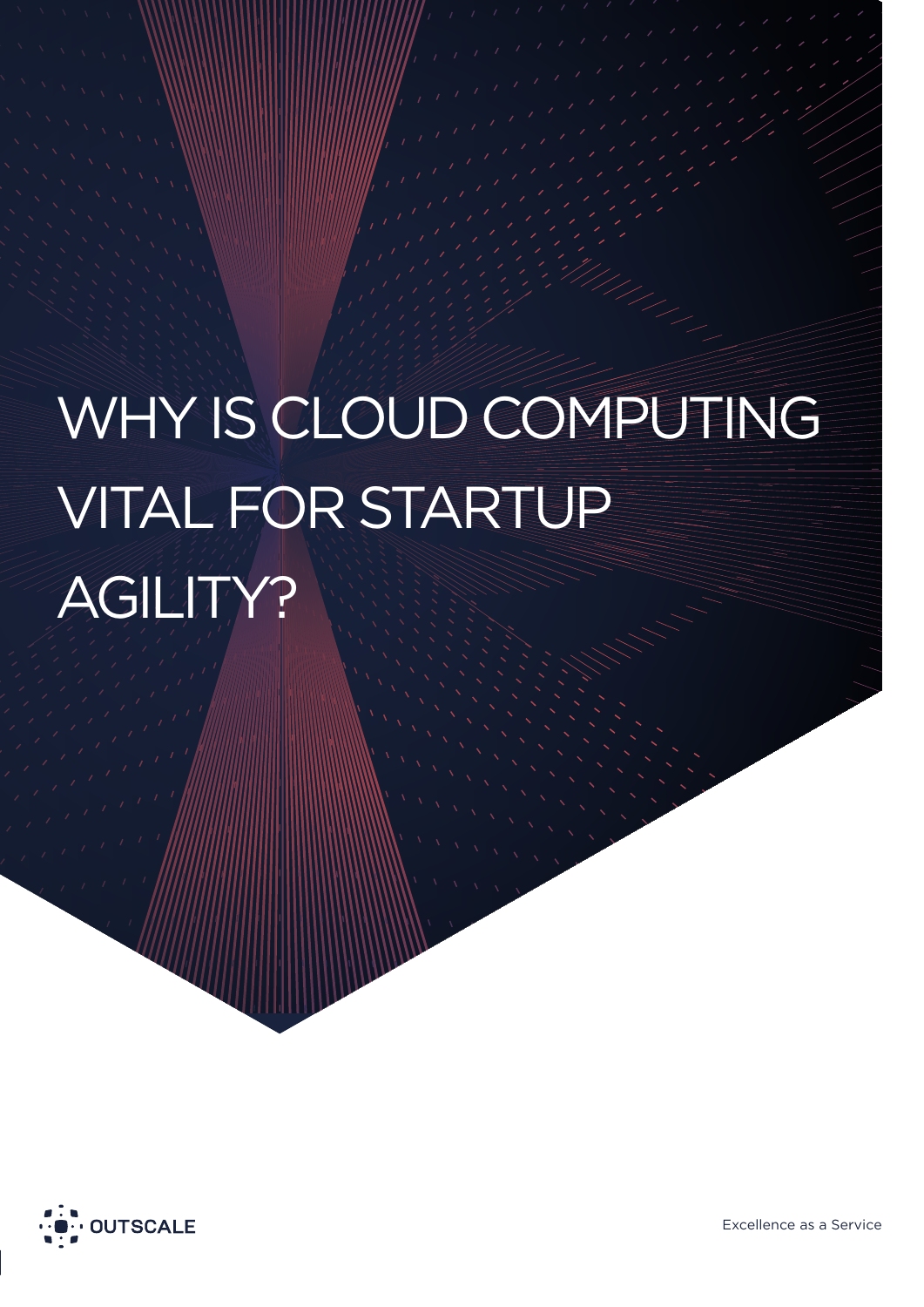# WHY IS CLOUD COMPUTING VITAL FOR STARTUP AGILITY?

OUTSCALE

Excellence as a Service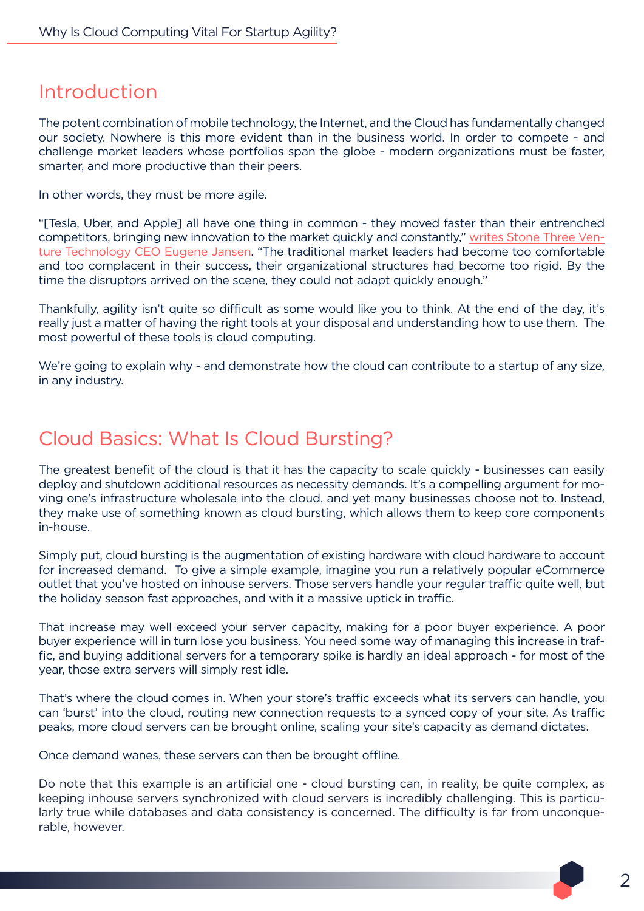## Introduction

The potent combination of mobile technology, the Internet, and the Cloud has fundamentally changed our society. Nowhere is this more evident than in the business world. In order to compete - and challenge market leaders whose portfolios span the globe - modern organizations must be faster, smarter, and more productive than their peers.

In other words, they must be more agile.

"[Tesla, Uber, and Apple] all have one thing in common - they moved faster than their entrenched competitors, bringing new innovation to the market quickly and constantly," writes Stone Three Venture Technology CEO Eugene Jansen. "The traditional market leaders had become too comfortable and too complacent in their success, their organizational structures had become too rigid. By the time the disruptors arrived on the scene, they could not adapt quickly enough."

Thankfully, agility isn't quite so difficult as some would like you to think. At the end of the day, it's really just a matter of having the right tools at your disposal and understanding how to use them. The most powerful of these tools is cloud computing.

We're going to explain why - and demonstrate how the cloud can contribute to a startup of any size, in any industry.

## Cloud Basics: What Is Cloud Bursting?

The greatest benefit of the cloud is that it has the capacity to scale quickly - businesses can easily deploy and shutdown additional resources as necessity demands. It's a compelling argument for moving one's infrastructure wholesale into the cloud, and yet many businesses choose not to. Instead, they make use of something known as cloud bursting, which allows them to keep core components in-house.

Simply put, cloud bursting is the augmentation of existing hardware with cloud hardware to account for increased demand. To give a simple example, imagine you run a relatively popular eCommerce outlet that you've hosted on inhouse servers. Those servers handle your regular traffic quite well, but the holiday season fast approaches, and with it a massive uptick in traffic.

That increase may well exceed your server capacity, making for a poor buyer experience. A poor buyer experience will in turn lose you business. You need some way of managing this increase in traffic, and buying additional servers for a temporary spike is hardly an ideal approach - for most of the year, those extra servers will simply rest idle.

That's where the cloud comes in. When your store's traffic exceeds what its servers can handle, you can 'burst' into the cloud, routing new connection requests to a synced copy of your site. As traffic peaks, more cloud servers can be brought online, scaling your site's capacity as demand dictates.

Once demand wanes, these servers can then be brought offline.

Do note that this example is an artificial one - cloud bursting can, in reality, be quite complex, as keeping inhouse servers synchronized with cloud servers is incredibly challenging. This is particularly true while databases and data consistency is concerned. The difficulty is far from unconquerable, however.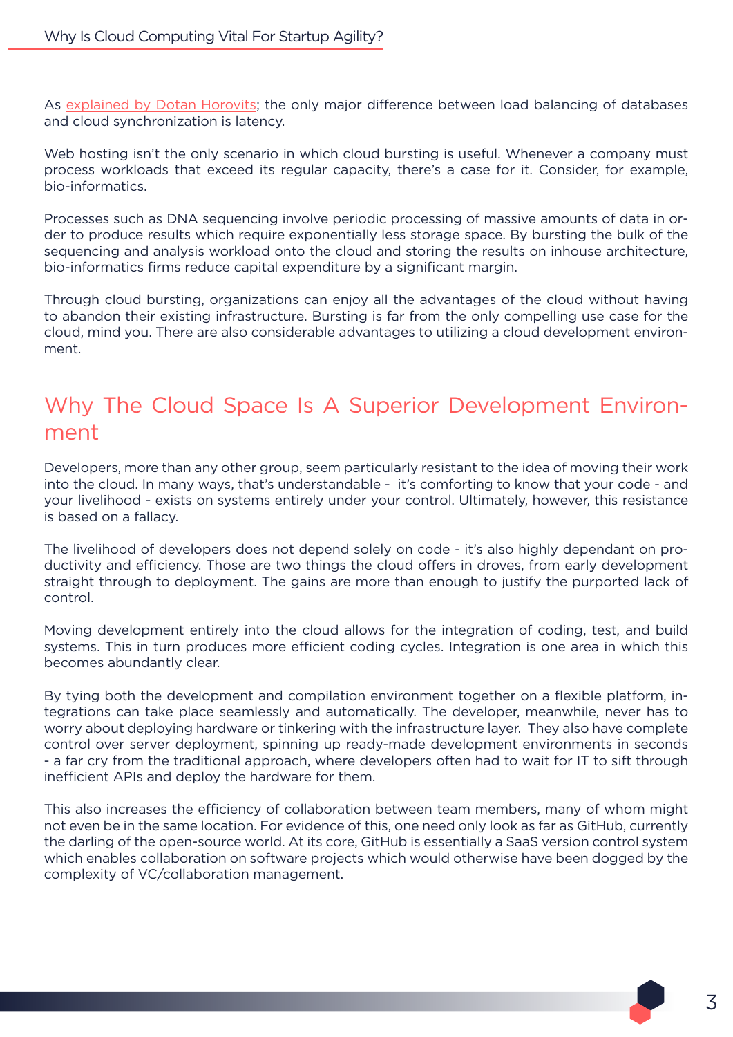As explained by Dotan Horovits; the only major difference between load balancing of databases and cloud synchronization is latency.

Web hosting isn't the only scenario in which cloud bursting is useful. Whenever a company must process workloads that exceed its regular capacity, there's a case for it. Consider, for example, bio-informatics.

Processes such as DNA sequencing involve periodic processing of massive amounts of data in order to produce results which require exponentially less storage space. By bursting the bulk of the sequencing and analysis workload onto the cloud and storing the results on inhouse architecture, bio-informatics firms reduce capital expenditure by a significant margin.

Through cloud bursting, organizations can enjoy all the advantages of the cloud without having to abandon their existing infrastructure. Bursting is far from the only compelling use case for the cloud, mind you. There are also considerable advantages to utilizing a cloud development environment.

## Why The Cloud Space Is A Superior Development Environment

Developers, more than any other group, seem particularly resistant to the idea of moving their work into the cloud. In many ways, that's understandable - it's comforting to know that your code - and your livelihood - exists on systems entirely under your control. Ultimately, however, this resistance is based on a fallacy.

The livelihood of developers does not depend solely on code - it's also highly dependant on productivity and efficiency. Those are two things the cloud offers in droves, from early development straight through to deployment. The gains are more than enough to justify the purported lack of control.

Moving development entirely into the cloud allows for the integration of coding, test, and build systems. This in turn produces more efficient coding cycles. Integration is one area in which this becomes abundantly clear.

By tying both the development and compilation environment together on a flexible platform, integrations can take place seamlessly and automatically. The developer, meanwhile, never has to worry about deploying hardware or tinkering with the infrastructure layer. They also have complete control over server deployment, spinning up ready-made development environments in seconds - a far cry from the traditional approach, where developers often had to wait for IT to sift through inefficient APIs and deploy the hardware for them.

This also increases the efficiency of collaboration between team members, many of whom might not even be in the same location. For evidence of this, one need only look as far as GitHub, currently the darling of the open-source world. At its core, GitHub is essentially a SaaS version control system which enables collaboration on software projects which would otherwise have been dogged by the complexity of VC/collaboration management.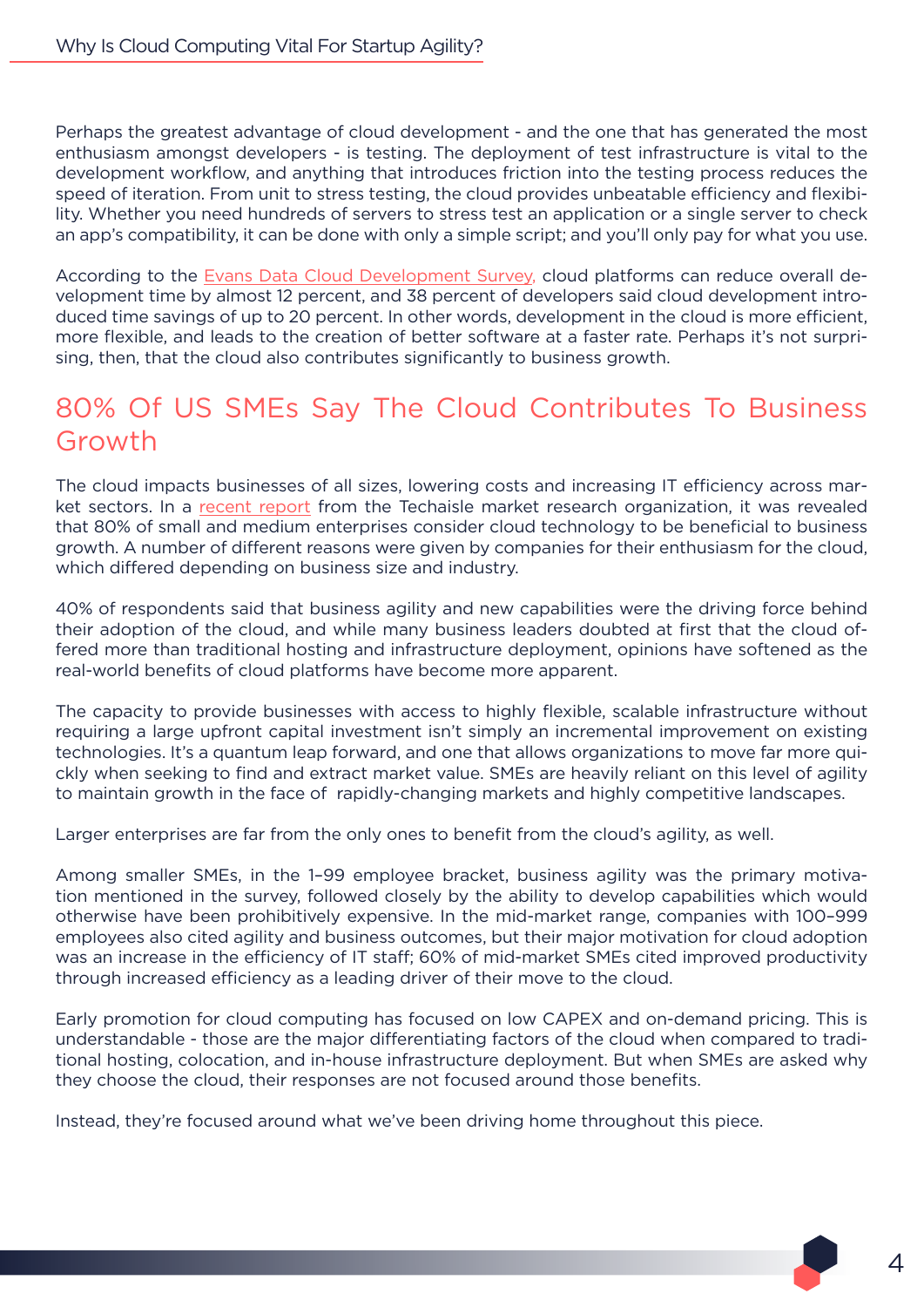Perhaps the greatest advantage of cloud development - and the one that has generated the most enthusiasm amongst developers - is testing. The deployment of test infrastructure is vital to the development workflow, and anything that introduces friction into the testing process reduces the speed of iteration. From unit to stress testing, the cloud provides unbeatable efficiency and flexibility. Whether you need hundreds of servers to stress test an application or a single server to check an app's compatibility, it can be done with only a simple script; and you'll only pay for what you use.

According to the Evans Data Cloud Development Survey, cloud platforms can reduce overall development time by almost 12 percent, and 38 percent of developers said cloud development introduced time savings of up to 20 percent. In other words, development in the cloud is more efficient, more flexible, and leads to the creation of better software at a faster rate. Perhaps it's not surprising, then, that the cloud also contributes significantly to business growth.

## 80% Of US SMEs Say The Cloud Contributes To Business Growth

The cloud impacts businesses of all sizes, lowering costs and increasing IT efficiency across market sectors. In a recent report from the Techaisle market research organization, it was revealed that 80% of small and medium enterprises consider cloud technology to be beneficial to business growth. A number of different reasons were given by companies for their enthusiasm for the cloud, which differed depending on business size and industry.

40% of respondents said that business agility and new capabilities were the driving force behind their adoption of the cloud, and while many business leaders doubted at first that the cloud offered more than traditional hosting and infrastructure deployment, opinions have softened as the real-world benefits of cloud platforms have become more apparent.

The capacity to provide businesses with access to highly flexible, scalable infrastructure without requiring a large upfront capital investment isn't simply an incremental improvement on existing technologies. It's a quantum leap forward, and one that allows organizations to move far more quickly when seeking to find and extract market value. SMEs are heavily reliant on this level of agility to maintain growth in the face of rapidly-changing markets and highly competitive landscapes.

Larger enterprises are far from the only ones to benefit from the cloud's agility, as well.

Among smaller SMEs, in the 1–99 employee bracket, business agility was the primary motivation mentioned in the survey, followed closely by the ability to develop capabilities which would otherwise have been prohibitively expensive. In the mid-market range, companies with 100–999 employees also cited agility and business outcomes, but their major motivation for cloud adoption was an increase in the efficiency of IT staff; 60% of mid-market SMEs cited improved productivity through increased efficiency as a leading driver of their move to the cloud.

Early promotion for cloud computing has focused on low CAPEX and on-demand pricing. This is understandable - those are the major differentiating factors of the cloud when compared to traditional hosting, colocation, and in-house infrastructure deployment. But when SMEs are asked why they choose the cloud, their responses are not focused around those benefits.

Instead, they're focused around what we've been driving home throughout this piece.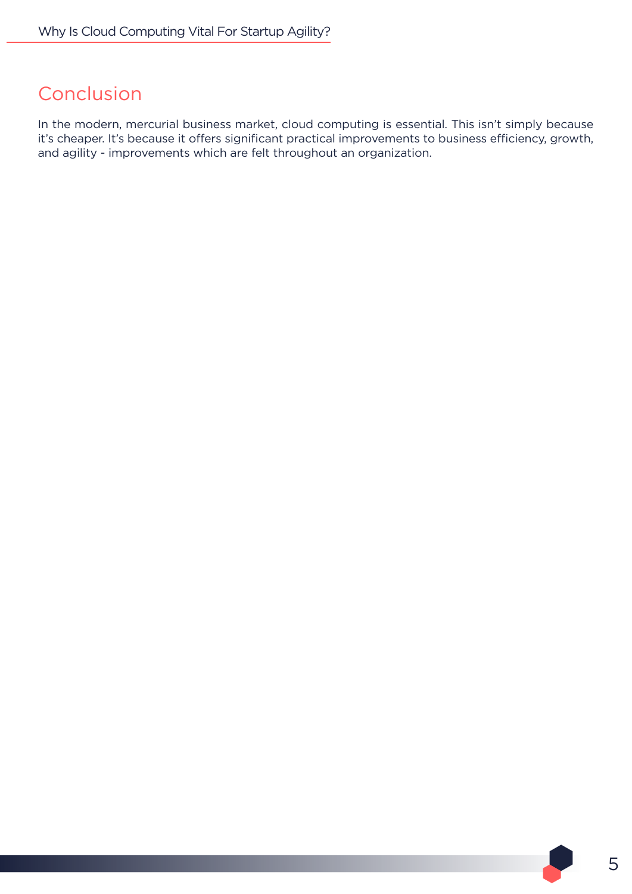## Conclusion

In the modern, mercurial business market, cloud computing is essential. This isn't simply because it's cheaper. It's because it offers significant practical improvements to business efficiency, growth, and agility - improvements which are felt throughout an organization.